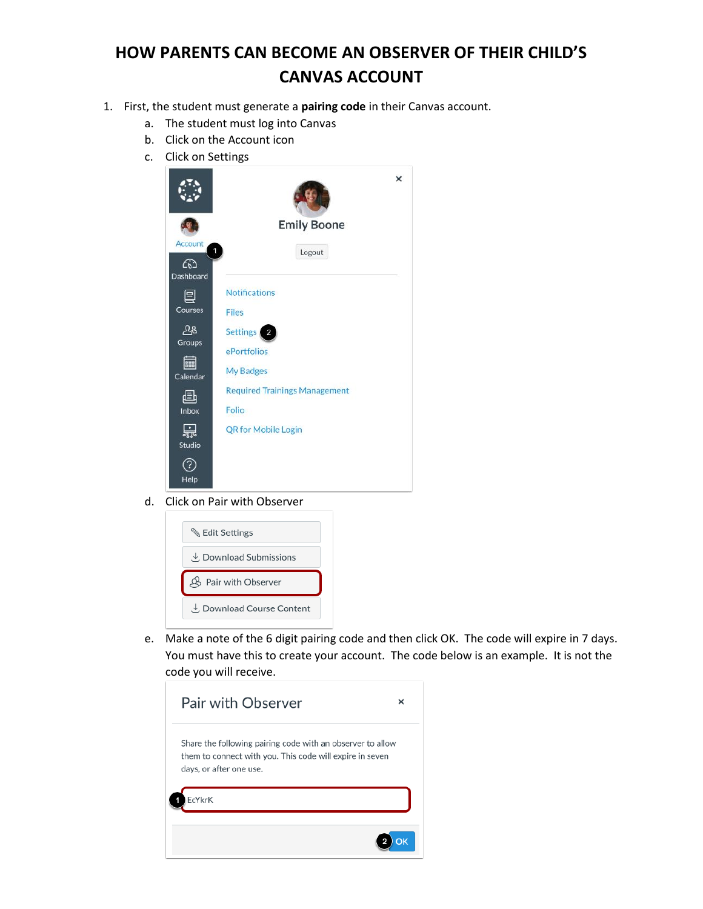# HOW PARENTS CAN BECOME AN OBSERVER OF THEIR CHILD'S CANVAS ACCOUNT

1. First, the student must generate a **pairing code** in their Canvas account.
   a. The student must log into Canvas
   b. Click on the Account icon
   c. Click on Settings
   d. Click on Pair with Observer
   e. Make a note of the 6 digit pairing code and then click OK. The code will expire in 7 days. You must have this to create your account. The code below is an example. It is not the code you will receive.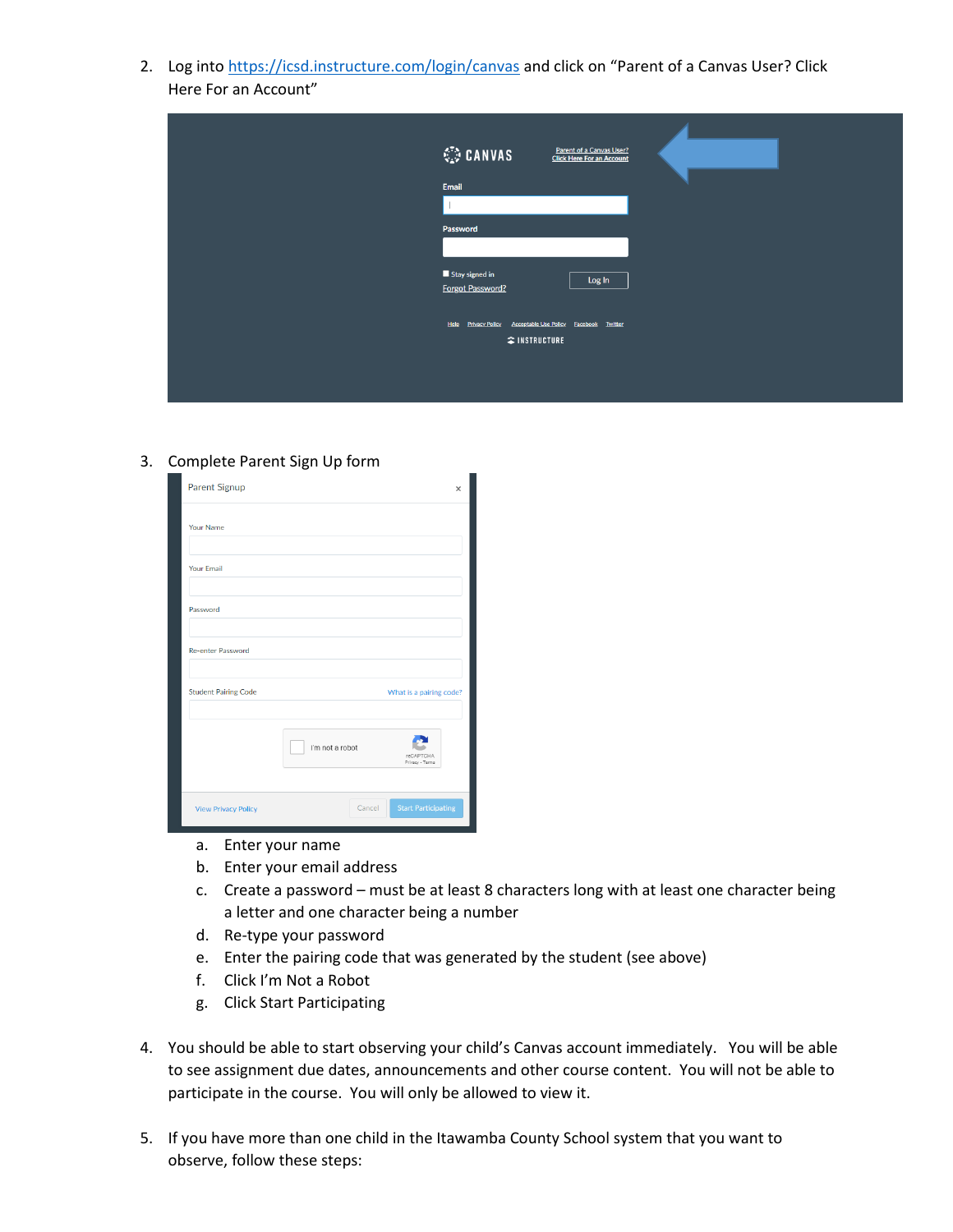2. Log into [https://icsd.instructure.com/login/canvas](https://icsd.instructure.com/login/canvas) and click on "Parent of a Canvas User? Click Here For an Account"

3. Complete Parent Sign Up form

    a. Enter your name
    b. Enter your email address
    c. Create a password – must be at least 8 characters long with at least one character being a letter and one character being a number
    d. Re-type your password
    e. Enter the pairing code that was generated by the student (see above)
    f. Click I'm Not a Robot
    g. Click Start Participating

4. You should be able to start observing your child's Canvas account immediately. You will be able to see assignment due dates, announcements and other course content. You will not be able to participate in the course. You will only be allowed to view it.

5. If you have more than one child in the Itawamba County School system that you want to observe, follow these steps: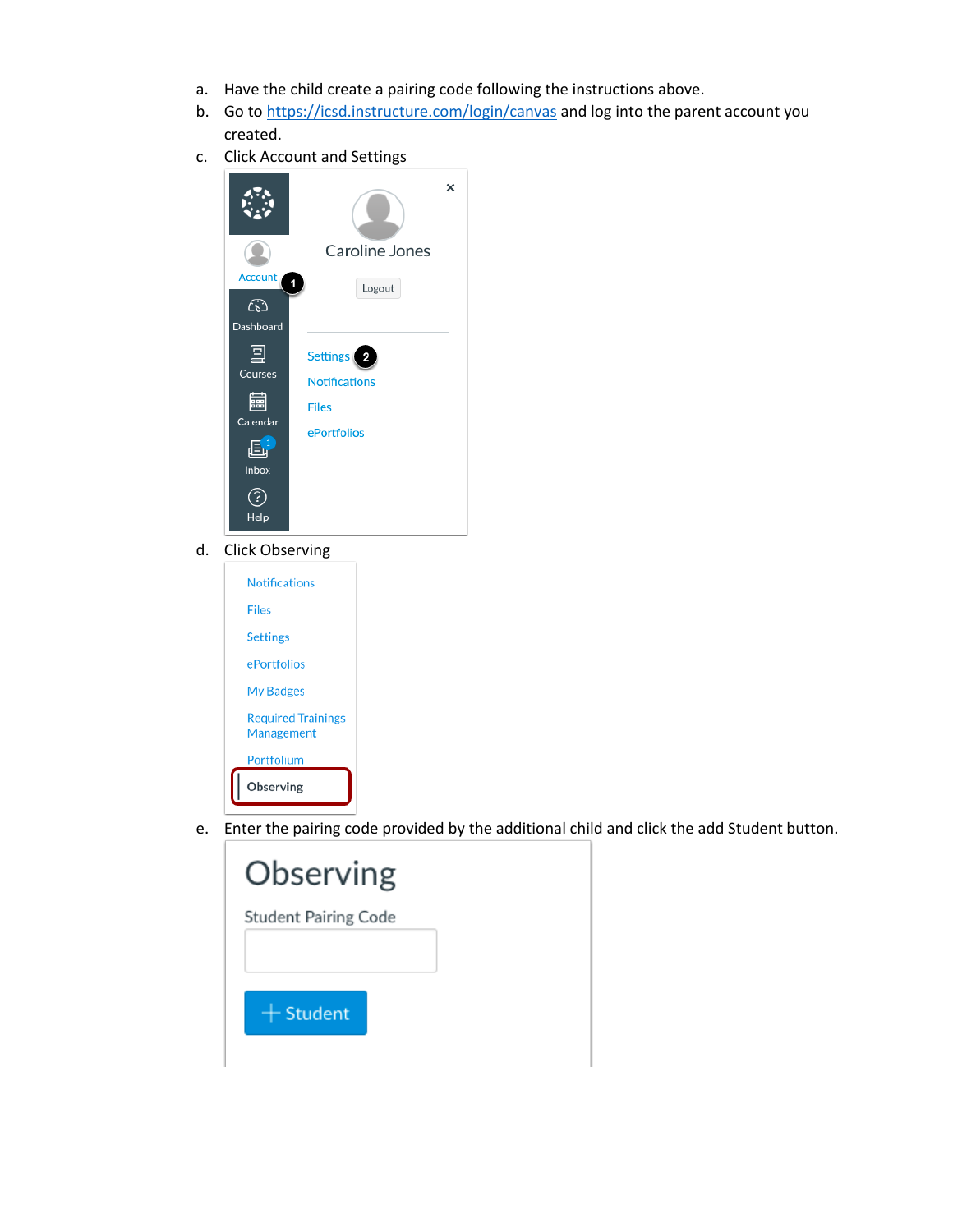a. Have the child create a pairing code following the instructions above.

b. Go to https://icsd.instructure.com/login/canvas and log into the parent account you created.

c. Click Account and Settings

d. Click Observing

e. Enter the pairing code provided by the additional child and click the add Student button.